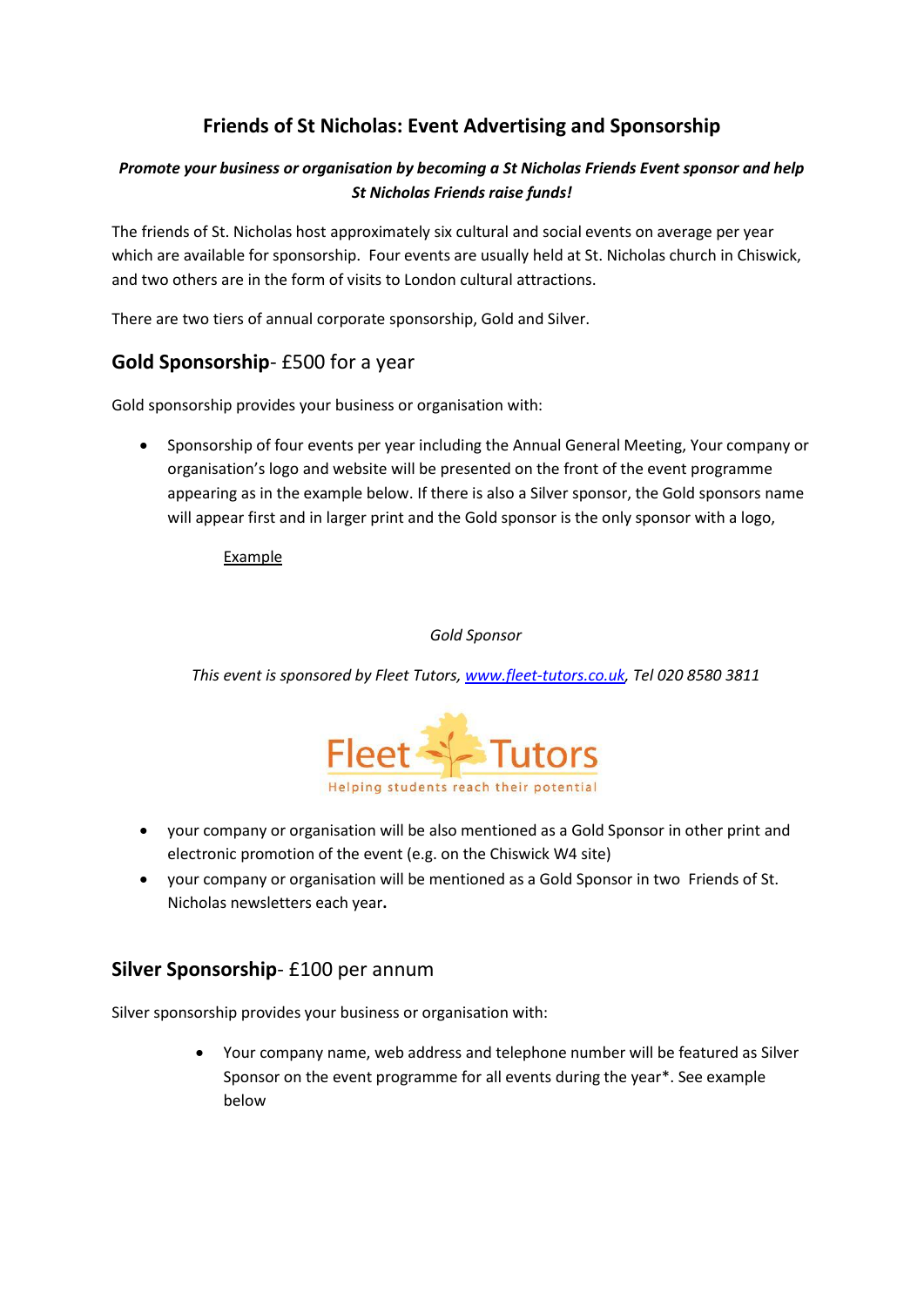# Friends of St Nicholas: Event Advertising and Sponsorship

***Promote your business or organisation by becoming a St Nicholas Friends Event sponsor and help St Nicholas Friends raise funds!***

The friends of St. Nicholas host approximately six cultural and social events on average per year which are available for sponsorship. Four events are usually held at St. Nicholas church in Chiswick, and two others are in the form of visits to London cultural attractions.

There are two tiers of annual corporate sponsorship, Gold and Silver.

## **Gold Sponsorship**- £500 for a year

Gold sponsorship provides your business or organisation with:

- Sponsorship of four events per year including the Annual General Meeting, Your company or organisation's logo and website will be presented on the front of the event programme appearing as in the example below. If there is also a Silver sponsor, the Gold sponsors name will appear first and in larger print and the Gold sponsor is the only sponsor with a logo,

    Example

    *Gold Sponsor*

    *This event is sponsored by Fleet Tutors, [www.fleet-tutors.co.uk](http://www.fleet-tutors.co.uk), Tel 020 8580 3811*

    Fleet Tutors
    Helping students reach their potential

- your company or organisation will be also mentioned as a Gold Sponsor in other print and electronic promotion of the event (e.g. on the Chiswick W4 site)
- your company or organisation will be mentioned as a Gold Sponsor in two Friends of St. Nicholas newsletters each year**.**

## **Silver Sponsorship**- £100 per annum

Silver sponsorship provides your business or organisation with:

- Your company name, web address and telephone number will be featured as Silver Sponsor on the event programme for all events during the year*. See example below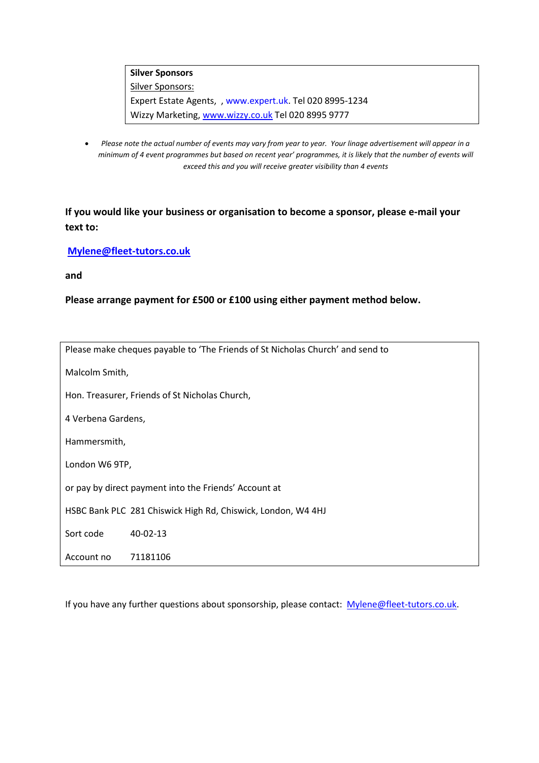| |
|---|
| **Silver Sponsors** |
| Silver Sponsors: |
| Expert Estate Agents, , www.expert.uk. Tel 020 8995-1234 |
| Wizzy Marketing, www.wizzy.co.uk Tel 020 8995 9777 |

- *Please note the actual number of events may vary from year to year. Your linage advertisement will appear in a minimum of 4 event programmes but based on recent year' programmes, it is likely that the number of events will exceed this and you will receive greater visibility than 4 events*

**If you would like your business or organisation to become a sponsor, please e-mail your text to:**

**Mylene@fleet-tutors.co.uk**

**and**

**Please arrange payment for £500 or £100 using either payment method below.**

| | |
|---|---|
| Please make cheques payable to 'The Friends of St Nicholas Church' and send to | |
| Malcolm Smith, | |
| Hon. Treasurer, Friends of St Nicholas Church, | |
| 4 Verbena Gardens, | |
| Hammersmith, | |
| London W6 9TP, | |
| or pay by direct payment into the Friends' Account at | |
| HSBC Bank PLC 281 Chiswick High Rd, Chiswick, London, W4 4HJ | |
| Sort code | 40-02-13 |
| Account no | 71181106 |

If you have any further questions about sponsorship, please contact: Mylene@fleet-tutors.co.uk.